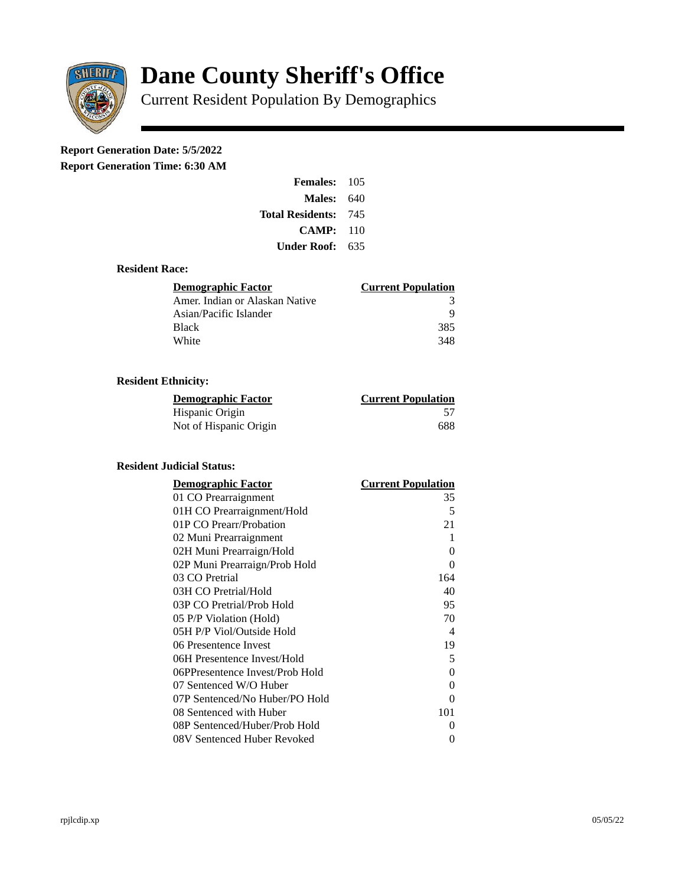# Dane County Sheriff's Office

Current Resident Population By Demographics

**Report Generation Date: 5/5/2022**
**Report Generation Time: 6:30 AM**

| | |
|---|---|
| **Females:** | 105 |
| **Males:** | 640 |
| **Total Residents:** | 745 |
| **CAMP:** | 110 |
| **Under Roof:** | 635 |

### Resident Race:

| Demographic Factor | Current Population |
|---|---|
| Amer. Indian or Alaskan Native | 3 |
| Asian/Pacific Islander | 9 |
| Black | 385 |
| White | 348 |

### Resident Ethnicity:

| Demographic Factor | Current Population |
|---|---|
| Hispanic Origin | 57 |
| Not of Hispanic Origin | 688 |

### Resident Judicial Status:

| Demographic Factor | Current Population |
|---|---|
| 01 CO Prearraignment | 35 |
| 01H CO Prearraignment/Hold | 5 |
| 01P CO Prearr/Probation | 21 |
| 02 Muni Prearraignment | 1 |
| 02H Muni Prearraign/Hold | 0 |
| 02P Muni Prearraign/Prob Hold | 0 |
| 03 CO Pretrial | 164 |
| 03H CO Pretrial/Hold | 40 |
| 03P CO Pretrial/Prob Hold | 95 |
| 05 P/P Violation (Hold) | 70 |
| 05H P/P Viol/Outside Hold | 4 |
| 06 Presentence Invest | 19 |
| 06H Presentence Invest/Hold | 5 |
| 06PPresentence Invest/Prob Hold | 0 |
| 07 Sentenced W/O Huber | 0 |
| 07P Sentenced/No Huber/PO Hold | 0 |
| 08 Sentenced with Huber | 101 |
| 08P Sentenced/Huber/Prob Hold | 0 |
| 08V Sentenced Huber Revoked | 0 |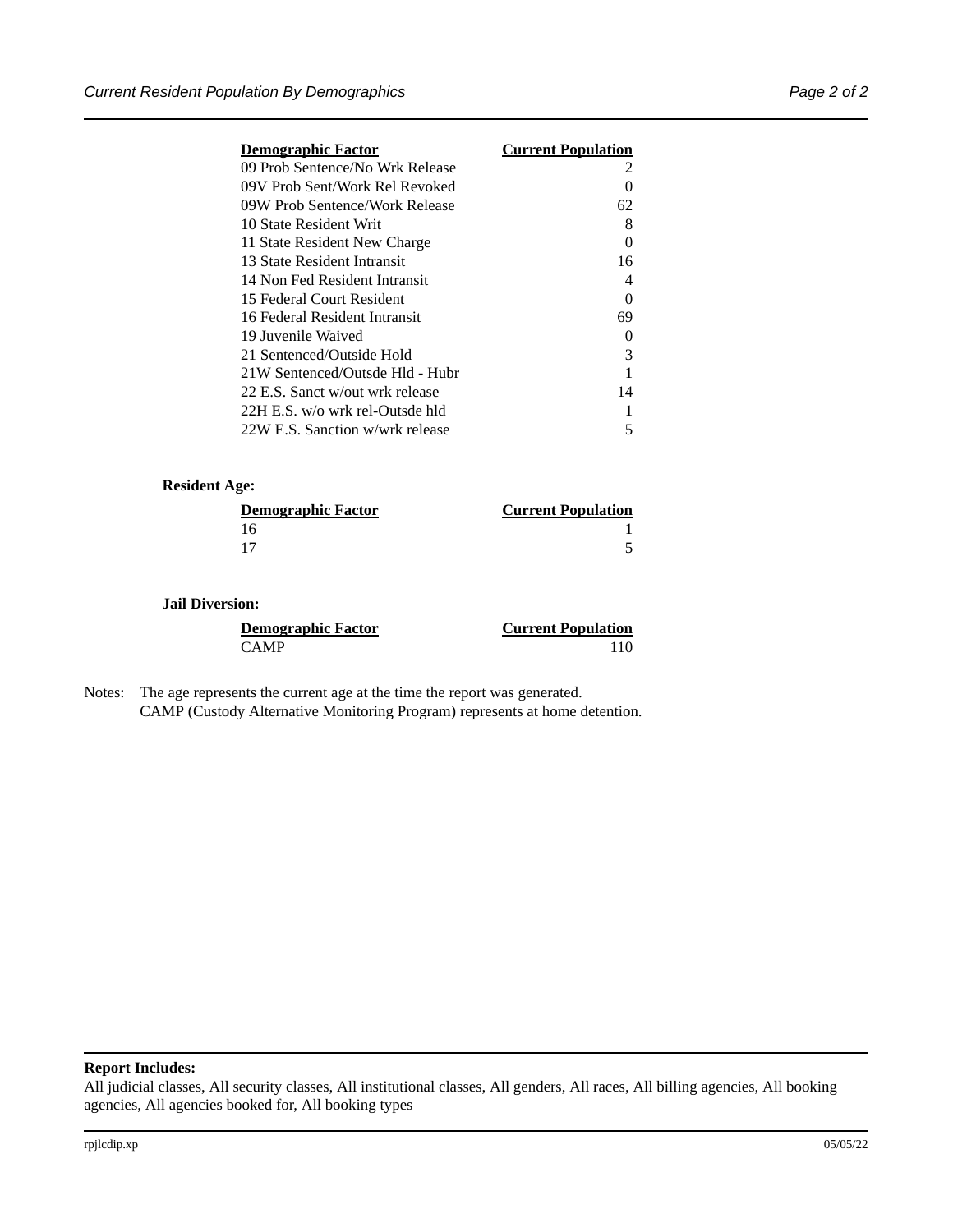| Demographic Factor | Current Population |
|---|---|
| 09 Prob Sentence/No Wrk Release | 2 |
| 09V Prob Sent/Work Rel Revoked | 0 |
| 09W Prob Sentence/Work Release | 62 |
| 10 State Resident Writ | 8 |
| 11 State Resident New Charge | 0 |
| 13 State Resident Intransit | 16 |
| 14 Non Fed Resident Intransit | 4 |
| 15 Federal Court Resident | 0 |
| 16 Federal Resident Intransit | 69 |
| 19 Juvenile Waived | 0 |
| 21 Sentenced/Outside Hold | 3 |
| 21W Sentenced/Outsde Hld - Hubr | 1 |
| 22 E.S. Sanct w/out wrk release | 14 |
| 22H E.S. w/o wrk rel-Outsde hld | 1 |
| 22W E.S. Sanction w/wrk release | 5 |

**Resident Age:**

| Demographic Factor | Current Population |
|---|---|
| 16 | 1 |
| 17 | 5 |

**Jail Diversion:**

| Demographic Factor | Current Population |
|---|---|
| CAMP | 110 |

Notes: The age represents the current age at the time the report was generated.
CAMP (Custody Alternative Monitoring Program) represents at home detention.

**Report Includes:**
All judicial classes, All security classes, All institutional classes, All genders, All races, All billing agencies, All booking agencies, All agencies booked for, All booking types

rpjlcdip.xp 05/05/22